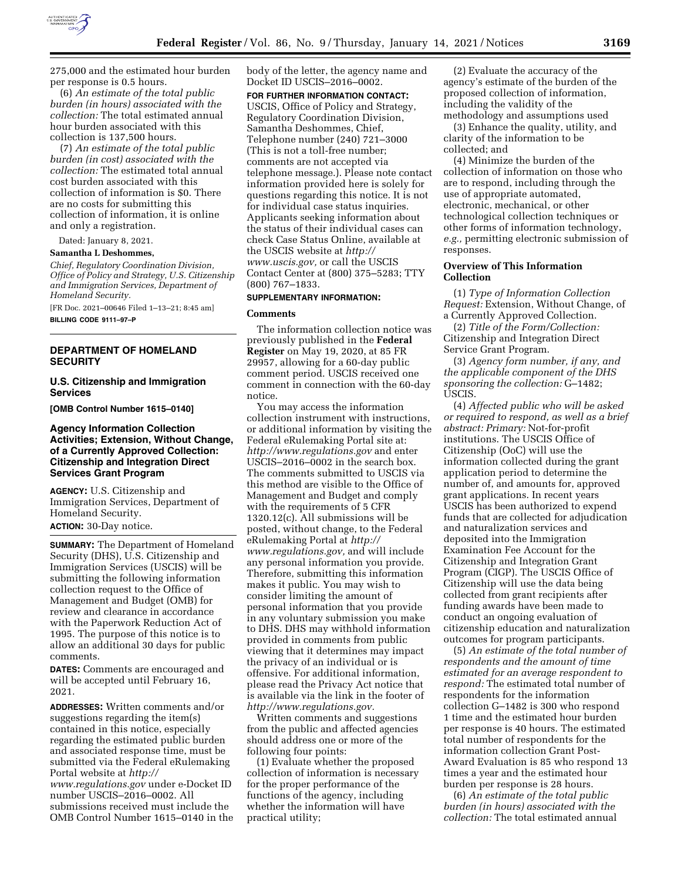275,000 and the estimated hour burden per response is 0.5 hours.

(6) *An estimate of the total public burden (in hours) associated with the collection:* The total estimated annual hour burden associated with this collection is 137,500 hours.

(7) *An estimate of the total public burden (in cost) associated with the collection:* The estimated total annual cost burden associated with this collection of information is $0. There are no costs for submitting this collection of information, it is online and only a registration.

Dated: January 8, 2021.

**Samantha L Deshommes,**

*Chief, Regulatory Coordination Division, Office of Policy and Strategy, U.S. Citizenship and Immigration Services, Department of Homeland Security.*

[FR Doc. 2021–00646 Filed 1–13–21; 8:45 am]

**BILLING CODE 9111–97–P**

## DEPARTMENT OF HOMELAND SECURITY

### U.S. Citizenship and Immigration Services

**[OMB Control Number 1615–0140]**

### Agency Information Collection Activities; Extension, Without Change, of a Currently Approved Collection: Citizenship and Integration Direct Services Grant Program

**AGENCY:** U.S. Citizenship and Immigration Services, Department of Homeland Security.

**ACTION:** 30-Day notice.

**SUMMARY:** The Department of Homeland Security (DHS), U.S. Citizenship and Immigration Services (USCIS) will be submitting the following information collection request to the Office of Management and Budget (OMB) for review and clearance in accordance with the Paperwork Reduction Act of 1995. The purpose of this notice is to allow an additional 30 days for public comments.

**DATES:** Comments are encouraged and will be accepted until February 16, 2021.

**ADDRESSES:** Written comments and/or suggestions regarding the item(s) contained in this notice, especially regarding the estimated public burden and associated response time, must be submitted via the Federal eRulemaking Portal website at *http://www.regulations.gov* under e-Docket ID number USCIS–2016–0002. All submissions received must include the OMB Control Number 1615–0140 in the body of the letter, the agency name and Docket ID USCIS–2016–0002.

**FOR FURTHER INFORMATION CONTACT:** USCIS, Office of Policy and Strategy, Regulatory Coordination Division, Samantha Deshommes, Chief, Telephone number (240) 721–3000 (This is not a toll-free number; comments are not accepted via telephone message.). Please note contact information provided here is solely for questions regarding this notice. It is not for individual case status inquiries. Applicants seeking information about the status of their individual cases can check Case Status Online, available at the USCIS website at *http://www.uscis.gov,* or call the USCIS Contact Center at (800) 375–5283; TTY (800) 767–1833.

**SUPPLEMENTARY INFORMATION:**

#### Comments

The information collection notice was previously published in the **Federal Register** on May 19, 2020, at 85 FR 29957, allowing for a 60-day public comment period. USCIS received one comment in connection with the 60-day notice.

You may access the information collection instrument with instructions, or additional information by visiting the Federal eRulemaking Portal site at: *http://www.regulations.gov* and enter USCIS–2016–0002 in the search box. The comments submitted to USCIS via this method are visible to the Office of Management and Budget and comply with the requirements of 5 CFR 1320.12(c). All submissions will be posted, without change, to the Federal eRulemaking Portal at *http://www.regulations.gov,* and will include any personal information you provide. Therefore, submitting this information makes it public. You may wish to consider limiting the amount of personal information that you provide in any voluntary submission you make to DHS. DHS may withhold information provided in comments from public viewing that it determines may impact the privacy of an individual or is offensive. For additional information, please read the Privacy Act notice that is available via the link in the footer of *http://www.regulations.gov.*

Written comments and suggestions from the public and affected agencies should address one or more of the following four points:

(1) Evaluate whether the proposed collection of information is necessary for the proper performance of the functions of the agency, including whether the information will have practical utility;

(2) Evaluate the accuracy of the agency's estimate of the burden of the proposed collection of information, including the validity of the methodology and assumptions used

(3) Enhance the quality, utility, and clarity of the information to be collected; and

(4) Minimize the burden of the collection of information on those who are to respond, including through the use of appropriate automated, electronic, mechanical, or other technological collection techniques or other forms of information technology, *e.g.,* permitting electronic submission of responses.

#### Overview of This Information Collection

(1) *Type of Information Collection Request:* Extension, Without Change, of a Currently Approved Collection.

(2) *Title of the Form/Collection:* Citizenship and Integration Direct Service Grant Program.

(3) *Agency form number, if any, and the applicable component of the DHS sponsoring the collection:* G–1482; USCIS.

(4) *Affected public who will be asked or required to respond, as well as a brief abstract: Primary:* Not-for-profit institutions. The USCIS Office of Citizenship (OoC) will use the information collected during the grant application period to determine the number of, and amounts for, approved grant applications. In recent years USCIS has been authorized to expend funds that are collected for adjudication and naturalization services and deposited into the Immigration Examination Fee Account for the Citizenship and Integration Grant Program (CIGP). The USCIS Office of Citizenship will use the data being collected from grant recipients after funding awards have been made to conduct an ongoing evaluation of citizenship education and naturalization outcomes for program participants.

(5) *An estimate of the total number of respondents and the amount of time estimated for an average respondent to respond:* The estimated total number of respondents for the information collection G–1482 is 300 who respond 1 time and the estimated hour burden per response is 40 hours. The estimated total number of respondents for the information collection Grant Post-Award Evaluation is 85 who respond 13 times a year and the estimated hour burden per response is 28 hours.

(6) *An estimate of the total public burden (in hours) associated with the collection:* The total estimated annual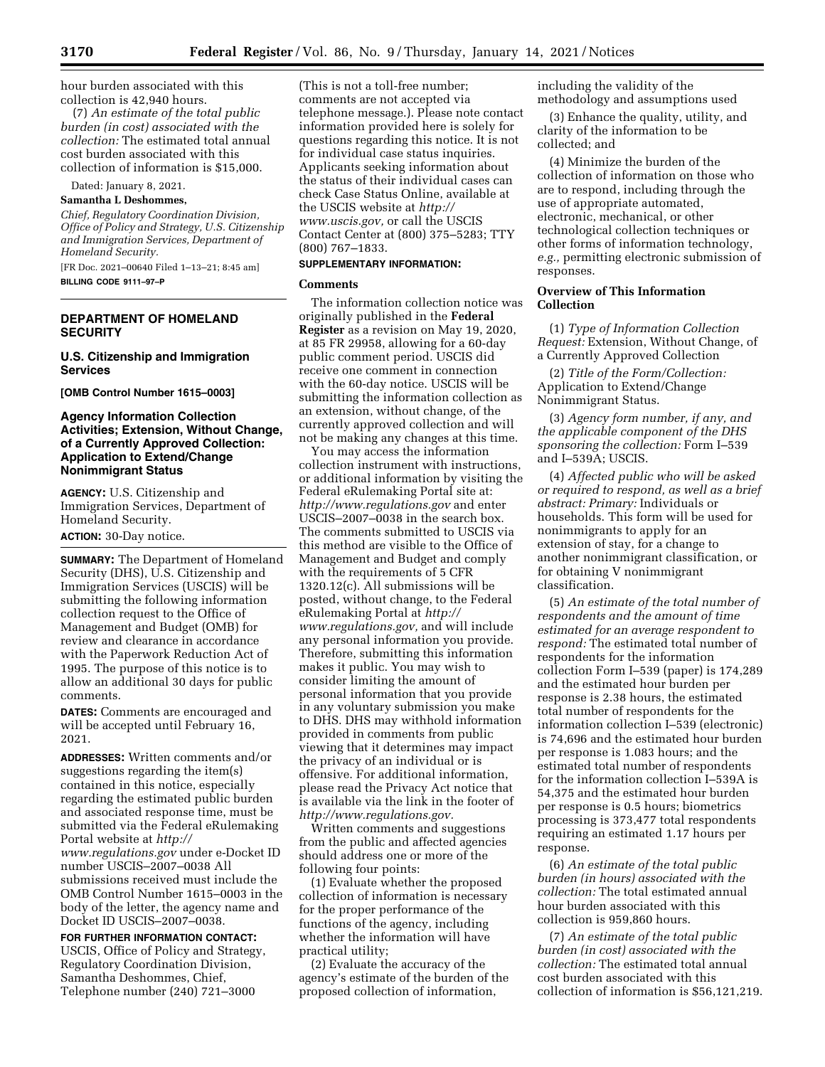hour burden associated with this collection is 42,940 hours.

(7) *An estimate of the total public burden (in cost) associated with the collection:* The estimated total annual cost burden associated with this collection of information is $15,000.

Dated: January 8, 2021.

**Samantha L Deshommes,**

*Chief, Regulatory Coordination Division, Office of Policy and Strategy, U.S. Citizenship and Immigration Services, Department of Homeland Security.*

[FR Doc. 2021–00640 Filed 1–13–21; 8:45 am]

**BILLING CODE 9111–97–P**

## DEPARTMENT OF HOMELAND SECURITY

### U.S. Citizenship and Immigration Services

**[OMB Control Number 1615–0003]**

### Agency Information Collection Activities; Extension, Without Change, of a Currently Approved Collection: Application to Extend/Change Nonimmigrant Status

**AGENCY:** U.S. Citizenship and Immigration Services, Department of Homeland Security.

**ACTION:** 30-Day notice.

**SUMMARY:** The Department of Homeland Security (DHS), U.S. Citizenship and Immigration Services (USCIS) will be submitting the following information collection request to the Office of Management and Budget (OMB) for review and clearance in accordance with the Paperwork Reduction Act of 1995. The purpose of this notice is to allow an additional 30 days for public comments.

**DATES:** Comments are encouraged and will be accepted until February 16, 2021.

**ADDRESSES:** Written comments and/or suggestions regarding the item(s) contained in this notice, especially regarding the estimated public burden and associated response time, must be submitted via the Federal eRulemaking Portal website at *http://www.regulations.gov* under e-Docket ID number USCIS–2007–0038 All submissions received must include the OMB Control Number 1615–0003 in the body of the letter, the agency name and Docket ID USCIS–2007–0038.

**FOR FURTHER INFORMATION CONTACT:** USCIS, Office of Policy and Strategy, Regulatory Coordination Division, Samantha Deshommes, Chief, Telephone number (240) 721–3000 (This is not a toll-free number; comments are not accepted via telephone message.). Please note contact information provided here is solely for questions regarding this notice. It is not for individual case status inquiries. Applicants seeking information about the status of their individual cases can check Case Status Online, available at the USCIS website at *http://www.uscis.gov,* or call the USCIS Contact Center at (800) 375–5283; TTY (800) 767–1833.

**SUPPLEMENTARY INFORMATION:**

**Comments**

The information collection notice was originally published in the **Federal Register** as a revision on May 19, 2020, at 85 FR 29958, allowing for a 60-day public comment period. USCIS did receive one comment in connection with the 60-day notice. USCIS will be submitting the information collection as an extension, without change, of the currently approved collection and will not be making any changes at this time.

You may access the information collection instrument with instructions, or additional information by visiting the Federal eRulemaking Portal site at: *http://www.regulations.gov* and enter USCIS–2007–0038 in the search box. The comments submitted to USCIS via this method are visible to the Office of Management and Budget and comply with the requirements of 5 CFR 1320.12(c). All submissions will be posted, without change, to the Federal eRulemaking Portal at *http://www.regulations.gov,* and will include any personal information you provide. Therefore, submitting this information makes it public. You may wish to consider limiting the amount of personal information that you provide in any voluntary submission you make to DHS. DHS may withhold information provided in comments from public viewing that it determines may impact the privacy of an individual or is offensive. For additional information, please read the Privacy Act notice that is available via the link in the footer of *http://www.regulations.gov.*

Written comments and suggestions from the public and affected agencies should address one or more of the following four points:

(1) Evaluate whether the proposed collection of information is necessary for the proper performance of the functions of the agency, including whether the information will have practical utility;

(2) Evaluate the accuracy of the agency's estimate of the burden of the proposed collection of information, including the validity of the methodology and assumptions used

(3) Enhance the quality, utility, and clarity of the information to be collected; and

(4) Minimize the burden of the collection of information on those who are to respond, including through the use of appropriate automated, electronic, mechanical, or other technological collection techniques or other forms of information technology, *e.g.,* permitting electronic submission of responses.

**Overview of This Information Collection**

(1) *Type of Information Collection Request:* Extension, Without Change, of a Currently Approved Collection

(2) *Title of the Form/Collection:* Application to Extend/Change Nonimmigrant Status.

(3) *Agency form number, if any, and the applicable component of the DHS sponsoring the collection:* Form I–539 and I–539A; USCIS.

(4) *Affected public who will be asked or required to respond, as well as a brief abstract: Primary:* Individuals or households. This form will be used for nonimmigrants to apply for an extension of stay, for a change to another nonimmigrant classification, or for obtaining V nonimmigrant classification.

(5) *An estimate of the total number of respondents and the amount of time estimated for an average respondent to respond:* The estimated total number of respondents for the information collection Form I–539 (paper) is 174,289 and the estimated hour burden per response is 2.38 hours, the estimated total number of respondents for the information collection I–539 (electronic) is 74,696 and the estimated hour burden per response is 1.083 hours; and the estimated total number of respondents for the information collection I–539A is 54,375 and the estimated hour burden per response is 0.5 hours; biometrics processing is 373,477 total respondents requiring an estimated 1.17 hours per response.

(6) *An estimate of the total public burden (in hours) associated with the collection:* The total estimated annual hour burden associated with this collection is 959,860 hours.

(7) *An estimate of the total public burden (in cost) associated with the collection:* The estimated total annual cost burden associated with this collection of information is $56,121,219.